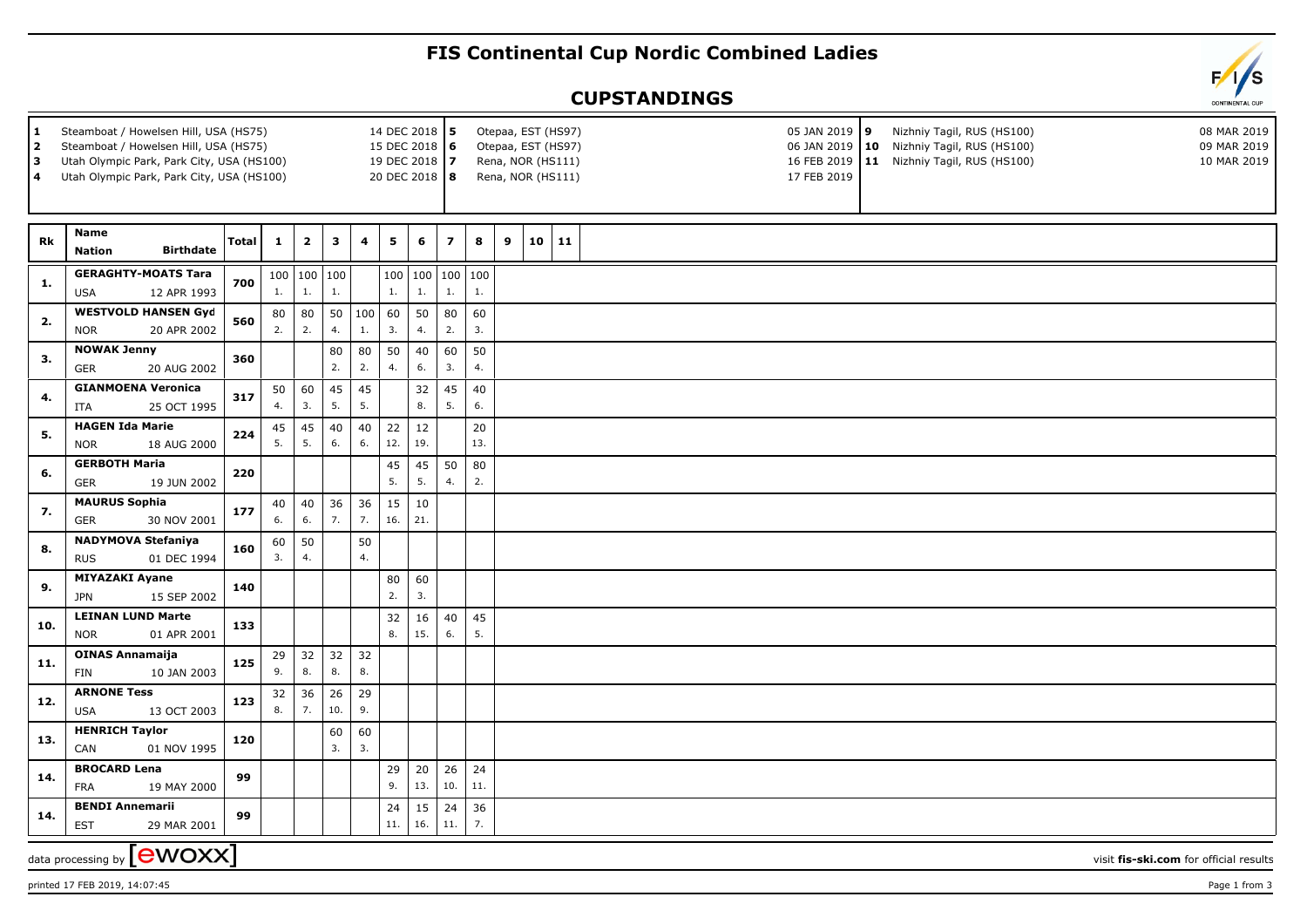# FIS Continental Cup Nordic Combined Ladies

## CUPSTANDINGS

| # | Venue | Date |
|---|---|---|
| 1 | Steamboat / Howelsen Hill, USA (HS75) | 14 DEC 2018 |
| 2 | Steamboat / Howelsen Hill, USA (HS75) | 15 DEC 2018 |
| 3 | Utah Olympic Park, Park City, USA (HS100) | 19 DEC 2018 |
| 4 | Utah Olympic Park, Park City, USA (HS100) | 20 DEC 2018 |
| 5 | Otepaa, EST (HS97) | 05 JAN 2019 |
| 6 | Otepaa, EST (HS97) | 06 JAN 2019 |
| 7 | Rena, NOR (HS111) | 16 FEB 2019 |
| 8 | Rena, NOR (HS111) | 17 FEB 2019 |
| 9 | Nizhniy Tagil, RUS (HS100) | 08 MAR 2019 |
| 10 | Nizhniy Tagil, RUS (HS100) | 09 MAR 2019 |
| 11 | Nizhniy Tagil, RUS (HS100) | 10 MAR 2019 |

| Rk | Name / Nation | Birthdate | Total | 1 | 2 | 3 | 4 | 5 | 6 | 7 | 8 | 9 | 10 | 11 |
|---|---|---|---|---|---|---|---|---|---|---|---|---|---|---|
| 1. | GERAGHTY-MOATS Tara / USA | 12 APR 1993 | 700 | 100 (1.) | 100 (1.) | 100 (1.) | | 100 (1.) | 100 (1.) | 100 (1.) | 100 (1.) | | | |
| 2. | WESTVOLD HANSEN Gyd / NOR | 20 APR 2002 | 560 | 80 (2.) | 80 (2.) | 50 (4.) | 100 (1.) | 60 (3.) | 50 (4.) | 80 (2.) | 60 (3.) | | | |
| 3. | NOWAK Jenny / GER | 20 AUG 2002 | 360 | | | 80 (2.) | 80 (2.) | 50 (4.) | 40 (6.) | 60 (3.) | 50 (4.) | | | |
| 4. | GIANMOENA Veronica / ITA | 25 OCT 1995 | 317 | 50 (4.) | 60 (3.) | 45 (5.) | 45 (5.) | | 32 (8.) | 45 (5.) | 40 (6.) | | | |
| 5. | HAGEN Ida Marie / NOR | 18 AUG 2000 | 224 | 45 (5.) | 45 (5.) | 40 (6.) | 40 (6.) | 22 (12.) | 12 (19.) | | 20 (13.) | | | |
| 6. | GERBOTH Maria / GER | 19 JUN 2002 | 220 | | | | | 45 (5.) | 45 (5.) | 50 (4.) | 80 (2.) | | | |
| 7. | MAURUS Sophia / GER | 30 NOV 2001 | 177 | 40 (6.) | 40 (6.) | 36 (7.) | 36 (7.) | 15 (16.) | 10 (21.) | | | | | |
| 8. | NADYMOVA Stefaniya / RUS | 01 DEC 1994 | 160 | 60 (3.) | 50 (4.) | | 50 (4.) | | | | | | | |
| 9. | MIYAZAKI Ayane / JPN | 15 SEP 2002 | 140 | | | | | 80 (2.) | 60 (3.) | | | | | |
| 10. | LEINAN LUND Marte / NOR | 01 APR 2001 | 133 | | | | | 32 (8.) | 16 (15.) | 40 (6.) | 45 (5.) | | | |
| 11. | OINAS Annamaija / FIN | 10 JAN 2003 | 125 | 29 (9.) | 32 (8.) | 32 (8.) | 32 (8.) | | | | | | | |
| 12. | ARNONE Tess / USA | 13 OCT 2003 | 123 | 32 (8.) | 36 (7.) | 26 (10.) | 29 (9.) | | | | | | | |
| 13. | HENRICH Taylor / CAN | 01 NOV 1995 | 120 | | | 60 (3.) | 60 (3.) | | | | | | | |
| 14. | BROCARD Lena / FRA | 19 MAY 2000 | 99 | | | | | 29 (9.) | 20 (13.) | 26 (10.) | 24 (11.) | | | |
| 14. | BENDI Annemarii / EST | 29 MAR 2001 | 99 | | | | | 24 (11.) | 15 (16.) | 24 (11.) | 36 (7.) | | | |

data processing by ewoxx — visit fis-ski.com for official results

printed 17 FEB 2019, 14:07:45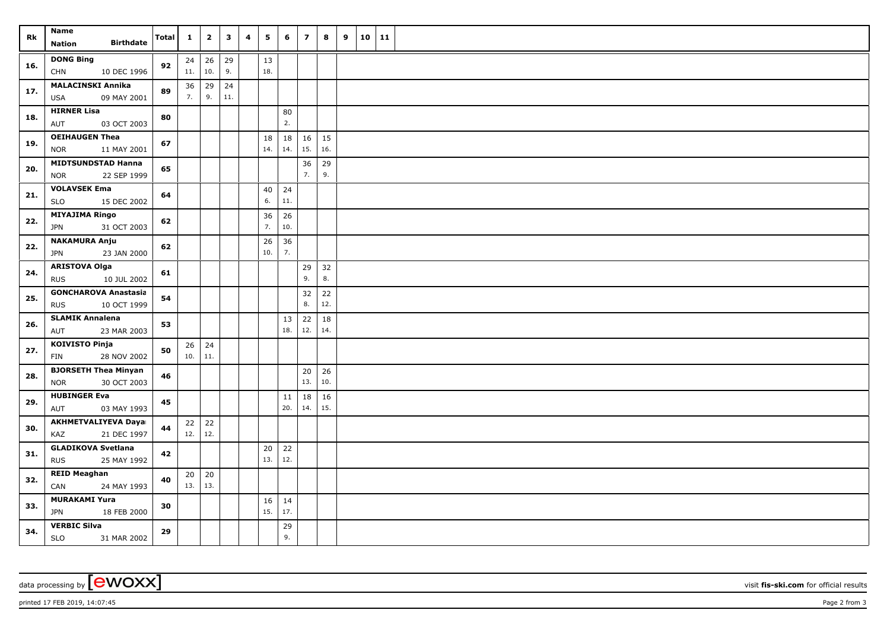| Rk | Name<br>Nation Birthdate | Total | 1 | 2 | 3 | 4 | 5 | 6 | 7 | 8 | 9 | 10 | 11 |
|---|---|---|---|---|---|---|---|---|---|---|---|---|---|
| 16. | DONG Bing<br>CHN 10 DEC 1996 | 92 | 24<br>11. | 26<br>10. | 29<br>9. | | 13<br>18. | | | | | | |
| 17. | MALACINSKI Annika<br>USA 09 MAY 2001 | 89 | 36<br>7. | 29<br>9. | 24<br>11. | | | | | | | | |
| 18. | HIRNER Lisa<br>AUT 03 OCT 2003 | 80 | | | | | | 80<br>2. | | | | | |
| 19. | OEIHAUGEN Thea<br>NOR 11 MAY 2001 | 67 | | | | | 18<br>14. | 18<br>14. | 16<br>15. | 15<br>16. | | | |
| 20. | MIDTSUNDSTAD Hanna<br>NOR 22 SEP 1999 | 65 | | | | | | | 36<br>7. | 29<br>9. | | | |
| 21. | VOLAVSEK Ema<br>SLO 15 DEC 2002 | 64 | | | | | 40<br>6. | 24<br>11. | | | | | |
| 22. | MIYAJIMA Ringo<br>JPN 31 OCT 2003 | 62 | | | | | 36<br>7. | 26<br>10. | | | | | |
| 22. | NAKAMURA Anju<br>JPN 23 JAN 2000 | 62 | | | | | 26<br>10. | 36<br>7. | | | | | |
| 24. | ARISTOVA Olga<br>RUS 10 JUL 2002 | 61 | | | | | | | 29<br>9. | 32<br>8. | | | |
| 25. | GONCHAROVA Anastasia<br>RUS 10 OCT 1999 | 54 | | | | | | | 32<br>8. | 22<br>12. | | | |
| 26. | SLAMIK Annalena<br>AUT 23 MAR 2003 | 53 | | | | | | 13<br>18. | 22<br>12. | 18<br>14. | | | |
| 27. | KOIVISTO Pinja<br>FIN 28 NOV 2002 | 50 | 26<br>10. | 24<br>11. | | | | | | | | | |
| 28. | BJORSETH Thea Minyan<br>NOR 30 OCT 2003 | 46 | | | | | | | 20<br>13. | 26<br>10. | | | |
| 29. | HUBINGER Eva<br>AUT 03 MAY 1993 | 45 | | | | | | 11<br>20. | 18<br>14. | 16<br>15. | | | |
| 30. | AKHMETVALIYEVA Daya<br>KAZ 21 DEC 1997 | 44 | 22<br>12. | 22<br>12. | | | | | | | | | |
| 31. | GLADIKOVA Svetlana<br>RUS 25 MAY 1992 | 42 | | | | | 20<br>13. | 22<br>12. | | | | | |
| 32. | REID Meaghan<br>CAN 24 MAY 1993 | 40 | 20<br>13. | 20<br>13. | | | | | | | | | |
| 33. | MURAKAMI Yura<br>JPN 18 FEB 2000 | 30 | | | | | 16<br>15. | 14<br>17. | | | | | |
| 34. | VERBIC Silva<br>SLO 31 MAR 2002 | 29 | | | | | | 29<br>9. | | | | | |

data processing by [ewoxx] visit fis-ski.com for official results

printed 17 FEB 2019, 14:07:45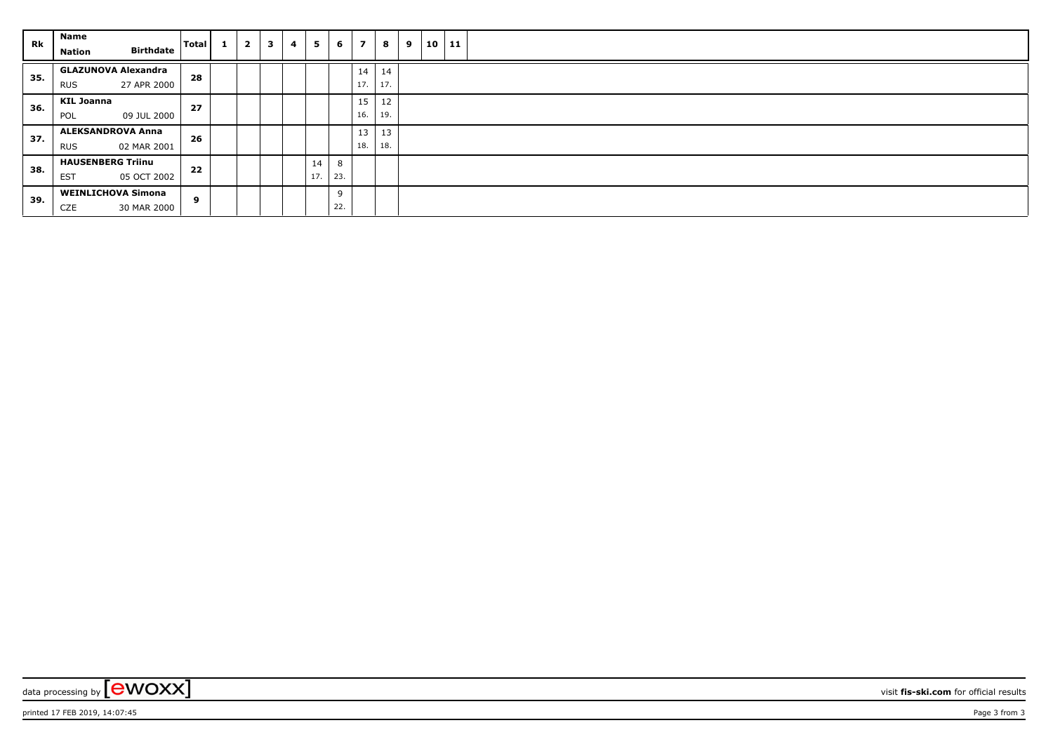| Rk | Name<br>Nation Birthdate | Total | 1 | 2 | 3 | 4 | 5 | 6 | 7 | 8 | 9 | 10 | 11 |
|---|---|---|---|---|---|---|---|---|---|---|---|---|---|
| 35. | GLAZUNOVA Alexandra<br>RUS 27 APR 2000 | 28 | | | | | | | 14<br>17. | 14<br>17. | | | |
| 36. | KIL Joanna<br>POL 09 JUL 2000 | 27 | | | | | | | 15<br>16. | 12<br>19. | | | |
| 37. | ALEKSANDROVA Anna<br>RUS 02 MAR 2001 | 26 | | | | | | | 13<br>18. | 13<br>18. | | | |
| 38. | HAUSENBERG Triinu<br>EST 05 OCT 2002 | 22 | | | | | 14<br>17. | 8<br>23. | | | | | |
| 39. | WEINLICHOVA Simona<br>CZE 30 MAR 2000 | 9 | | | | | | 9<br>22. | | | | | |

data processing by [ewoxx]

visit fis-ski.com for official results

printed 17 FEB 2019, 14:07:45